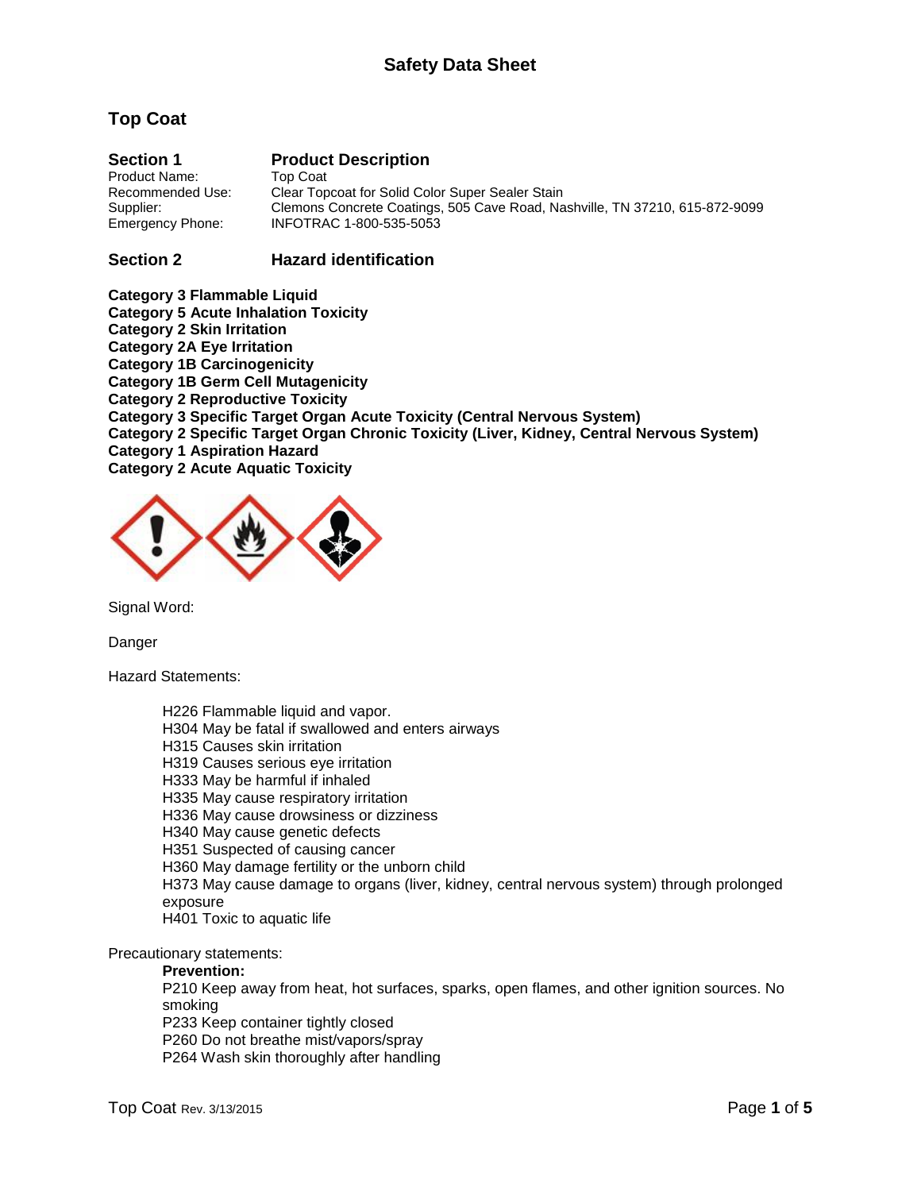# Safety Data Sheet

## Top Coat

### Section 1 Product Description

Product Name: Top Coat
Recommended Use: Clear Topcoat for Solid Color Super Sealer Stain
Supplier: Clemons Concrete Coatings, 505 Cave Road, Nashville, TN 37210, 615-872-9099
Emergency Phone: INFOTRAC 1-800-535-5053

### Section 2 Hazard identification

**Category 3 Flammable Liquid**
**Category 5 Acute Inhalation Toxicity**
**Category 2 Skin Irritation**
**Category 2A Eye Irritation**
**Category 1B Carcinogenicity**
**Category 1B Germ Cell Mutagenicity**
**Category 2 Reproductive Toxicity**
**Category 3 Specific Target Organ Acute Toxicity (Central Nervous System)**
**Category 2 Specific Target Organ Chronic Toxicity (Liver, Kidney, Central Nervous System)**
**Category 1 Aspiration Hazard**
**Category 2 Acute Aquatic Toxicity**

Signal Word:

Danger

Hazard Statements:

- H226 Flammable liquid and vapor.
- H304 May be fatal if swallowed and enters airways
- H315 Causes skin irritation
- H319 Causes serious eye irritation
- H333 May be harmful if inhaled
- H335 May cause respiratory irritation
- H336 May cause drowsiness or dizziness
- H340 May cause genetic defects
- H351 Suspected of causing cancer
- H360 May damage fertility or the unborn child
- H373 May cause damage to organs (liver, kidney, central nervous system) through prolonged exposure
- H401 Toxic to aquatic life

Precautionary statements:

**Prevention:**

- P210 Keep away from heat, hot surfaces, sparks, open flames, and other ignition sources. No smoking
- P233 Keep container tightly closed
- P260 Do not breathe mist/vapors/spray
- P264 Wash skin thoroughly after handling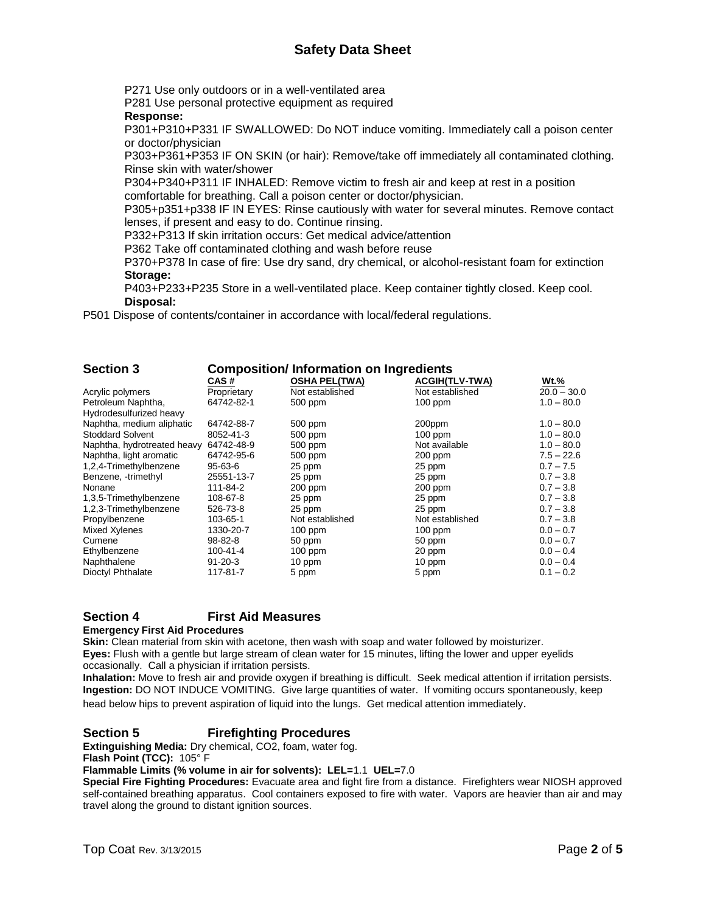P271 Use only outdoors or in a well-ventilated area

P281 Use personal protective equipment as required

**Response:**

P301+P310+P331 IF SWALLOWED: Do NOT induce vomiting. Immediately call a poison center or doctor/physician

P303+P361+P353 IF ON SKIN (or hair): Remove/take off immediately all contaminated clothing. Rinse skin with water/shower

P304+P340+P311 IF INHALED: Remove victim to fresh air and keep at rest in a position comfortable for breathing. Call a poison center or doctor/physician.

P305+p351+p338 IF IN EYES: Rinse cautiously with water for several minutes. Remove contact lenses, if present and easy to do. Continue rinsing.

P332+P313 If skin irritation occurs: Get medical advice/attention

P362 Take off contaminated clothing and wash before reuse

P370+P378 In case of fire: Use dry sand, dry chemical, or alcohol-resistant foam for extinction

**Storage:**

P403+P233+P235 Store in a well-ventilated place. Keep container tightly closed. Keep cool.

**Disposal:**

P501 Dispose of contents/container in accordance with local/federal regulations.

## Section 3 Composition/ Information on Ingredients

| | CAS # | OSHA PEL(TWA) | ACGIH(TLV-TWA) | Wt.% |
|---|---|---|---|---|
| Acrylic polymers | Proprietary | Not established | Not established | 20.0 – 30.0 |
| Petroleum Naphtha, Hydrodesulfurized heavy | 64742-82-1 | 500 ppm | 100 ppm | 1.0 – 80.0 |
| Naphtha, medium aliphatic | 64742-88-7 | 500 ppm | 200ppm | 1.0 – 80.0 |
| Stoddard Solvent | 8052-41-3 | 500 ppm | 100 ppm | 1.0 – 80.0 |
| Naphtha, hydrotreated heavy | 64742-48-9 | 500 ppm | Not available | 1.0 – 80.0 |
| Naphtha, light aromatic | 64742-95-6 | 500 ppm | 200 ppm | 7.5 – 22.6 |
| 1,2,4-Trimethylbenzene | 95-63-6 | 25 ppm | 25 ppm | 0.7 – 7.5 |
| Benzene, -trimethyl | 25551-13-7 | 25 ppm | 25 ppm | 0.7 – 3.8 |
| Nonane | 111-84-2 | 200 ppm | 200 ppm | 0.7 – 3.8 |
| 1,3,5-Trimethylbenzene | 108-67-8 | 25 ppm | 25 ppm | 0.7 – 3.8 |
| 1,2,3-Trimethylbenzene | 526-73-8 | 25 ppm | 25 ppm | 0.7 – 3.8 |
| Propylbenzene | 103-65-1 | Not established | Not established | 0.7 – 3.8 |
| Mixed Xylenes | 1330-20-7 | 100 ppm | 100 ppm | 0.0 – 0.7 |
| Cumene | 98-82-8 | 50 ppm | 50 ppm | 0.0 – 0.7 |
| Ethylbenzene | 100-41-4 | 100 ppm | 20 ppm | 0.0 – 0.4 |
| Naphthalene | 91-20-3 | 10 ppm | 10 ppm | 0.0 – 0.4 |
| Dioctyl Phthalate | 117-81-7 | 5 ppm | 5 ppm | 0.1 – 0.2 |

## Section 4 First Aid Measures

**Emergency First Aid Procedures**

**Skin:** Clean material from skin with acetone, then wash with soap and water followed by moisturizer.

**Eyes:** Flush with a gentle but large stream of clean water for 15 minutes, lifting the lower and upper eyelids occasionally. Call a physician if irritation persists.

**Inhalation:** Move to fresh air and provide oxygen if breathing is difficult. Seek medical attention if irritation persists.

**Ingestion:** DO NOT INDUCE VOMITING. Give large quantities of water. If vomiting occurs spontaneously, keep head below hips to prevent aspiration of liquid into the lungs. Get medical attention immediately.

## Section 5 Firefighting Procedures

**Extinguishing Media:** Dry chemical, CO2, foam, water fog.

**Flash Point (TCC):** 105° F

**Flammable Limits (% volume in air for solvents): LEL=**1.1 **UEL=**7.0

**Special Fire Fighting Procedures:** Evacuate area and fight fire from a distance. Firefighters wear NIOSH approved self-contained breathing apparatus. Cool containers exposed to fire with water. Vapors are heavier than air and may travel along the ground to distant ignition sources.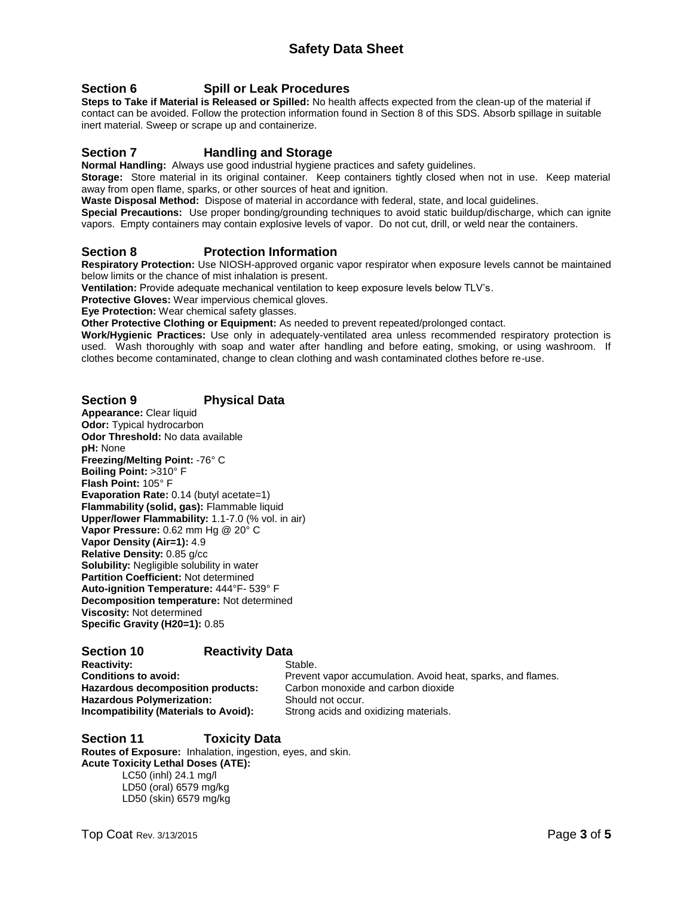# Safety Data Sheet

## Section 6 Spill or Leak Procedures

**Steps to Take if Material is Released or Spilled:** No health affects expected from the clean-up of the material if contact can be avoided. Follow the protection information found in Section 8 of this SDS. Absorb spillage in suitable inert material. Sweep or scrape up and containerize.

## Section 7 Handling and Storage

**Normal Handling:** Always use good industrial hygiene practices and safety guidelines.

**Storage:** Store material in its original container. Keep containers tightly closed when not in use. Keep material away from open flame, sparks, or other sources of heat and ignition.

**Waste Disposal Method:** Dispose of material in accordance with federal, state, and local guidelines.

**Special Precautions:** Use proper bonding/grounding techniques to avoid static buildup/discharge, which can ignite vapors. Empty containers may contain explosive levels of vapor. Do not cut, drill, or weld near the containers.

## Section 8 Protection Information

**Respiratory Protection:** Use NIOSH-approved organic vapor respirator when exposure levels cannot be maintained below limits or the chance of mist inhalation is present.

**Ventilation:** Provide adequate mechanical ventilation to keep exposure levels below TLV's.

**Protective Gloves:** Wear impervious chemical gloves.

**Eye Protection:** Wear chemical safety glasses.

**Other Protective Clothing or Equipment:** As needed to prevent repeated/prolonged contact.

**Work/Hygienic Practices:** Use only in adequately-ventilated area unless recommended respiratory protection is used. Wash thoroughly with soap and water after handling and before eating, smoking, or using washroom. If clothes become contaminated, change to clean clothing and wash contaminated clothes before re-use.

## Section 9 Physical Data

**Appearance:** Clear liquid
**Odor:** Typical hydrocarbon
**Odor Threshold:** No data available
**pH:** None
**Freezing/Melting Point:** -76° C
**Boiling Point:** >310° F
**Flash Point:** 105° F
**Evaporation Rate:** 0.14 (butyl acetate=1)
**Flammability (solid, gas):** Flammable liquid
**Upper/lower Flammability:** 1.1-7.0 (% vol. in air)
**Vapor Pressure:** 0.62 mm Hg @ 20° C
**Vapor Density (Air=1):** 4.9
**Relative Density:** 0.85 g/cc
**Solubility:** Negligible solubility in water
**Partition Coefficient:** Not determined
**Auto-ignition Temperature:** 444°F- 539° F
**Decomposition temperature:** Not determined
**Viscosity:** Not determined
**Specific Gravity (H20=1):** 0.85

## Section 10 Reactivity Data

| | |
|---|---|
| **Reactivity:** | Stable. |
| **Conditions to avoid:** | Prevent vapor accumulation. Avoid heat, sparks, and flames. |
| **Hazardous decomposition products:** | Carbon monoxide and carbon dioxide |
| **Hazardous Polymerization:** | Should not occur. |
| **Incompatibility (Materials to Avoid):** | Strong acids and oxidizing materials. |

## Section 11 Toxicity Data

**Routes of Exposure:** Inhalation, ingestion, eyes, and skin.

**Acute Toxicity Lethal Doses (ATE):**

- LC50 (inhl) 24.1 mg/l
- LD50 (oral) 6579 mg/kg
- LD50 (skin) 6579 mg/kg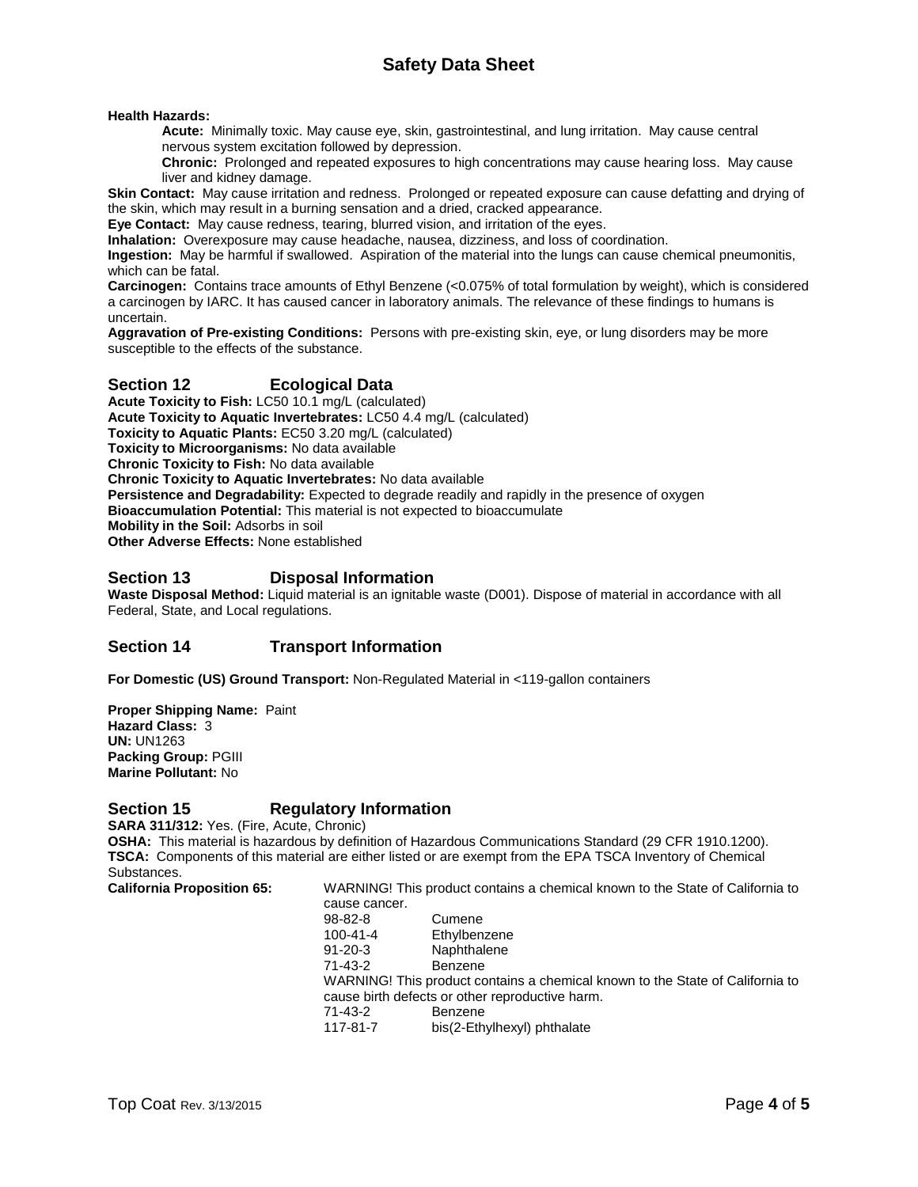**Health Hazards:**

**Acute:** Minimally toxic. May cause eye, skin, gastrointestinal, and lung irritation. May cause central nervous system excitation followed by depression.

**Chronic:** Prolonged and repeated exposures to high concentrations may cause hearing loss. May cause liver and kidney damage.

**Skin Contact:** May cause irritation and redness. Prolonged or repeated exposure can cause defatting and drying of the skin, which may result in a burning sensation and a dried, cracked appearance.

**Eye Contact:** May cause redness, tearing, blurred vision, and irritation of the eyes.

**Inhalation:** Overexposure may cause headache, nausea, dizziness, and loss of coordination.

**Ingestion:** May be harmful if swallowed. Aspiration of the material into the lungs can cause chemical pneumonitis, which can be fatal.

**Carcinogen:** Contains trace amounts of Ethyl Benzene (<0.075% of total formulation by weight), which is considered a carcinogen by IARC. It has caused cancer in laboratory animals. The relevance of these findings to humans is uncertain.

**Aggravation of Pre-existing Conditions:** Persons with pre-existing skin, eye, or lung disorders may be more susceptible to the effects of the substance.

## Section 12 Ecological Data

**Acute Toxicity to Fish:** LC50 10.1 mg/L (calculated)
**Acute Toxicity to Aquatic Invertebrates:** LC50 4.4 mg/L (calculated)
**Toxicity to Aquatic Plants:** EC50 3.20 mg/L (calculated)
**Toxicity to Microorganisms:** No data available
**Chronic Toxicity to Fish:** No data available
**Chronic Toxicity to Aquatic Invertebrates:** No data available
**Persistence and Degradability:** Expected to degrade readily and rapidly in the presence of oxygen
**Bioaccumulation Potential:** This material is not expected to bioaccumulate
**Mobility in the Soil:** Adsorbs in soil
**Other Adverse Effects:** None established

## Section 13 Disposal Information

**Waste Disposal Method:** Liquid material is an ignitable waste (D001). Dispose of material in accordance with all Federal, State, and Local regulations.

## Section 14 Transport Information

**For Domestic (US) Ground Transport:** Non-Regulated Material in <119-gallon containers

**Proper Shipping Name:** Paint
**Hazard Class:** 3
**UN:** UN1263
**Packing Group:** PGIII
**Marine Pollutant:** No

## Section 15 Regulatory Information

**SARA 311/312:** Yes. (Fire, Acute, Chronic)
**OSHA:** This material is hazardous by definition of Hazardous Communications Standard (29 CFR 1910.1200).
**TSCA:** Components of this material are either listed or are exempt from the EPA TSCA Inventory of Chemical Substances.

**California Proposition 65:** WARNING! This product contains a chemical known to the State of California to cause cancer.

| | |
|---|---|
| 98-82-8 | Cumene |
| 100-41-4 | Ethylbenzene |
| 91-20-3 | Naphthalene |
| 71-43-2 | Benzene |

WARNING! This product contains a chemical known to the State of California to cause birth defects or other reproductive harm.

| | |
|---|---|
| 71-43-2 | Benzene |
| 117-81-7 | bis(2-Ethylhexyl) phthalate |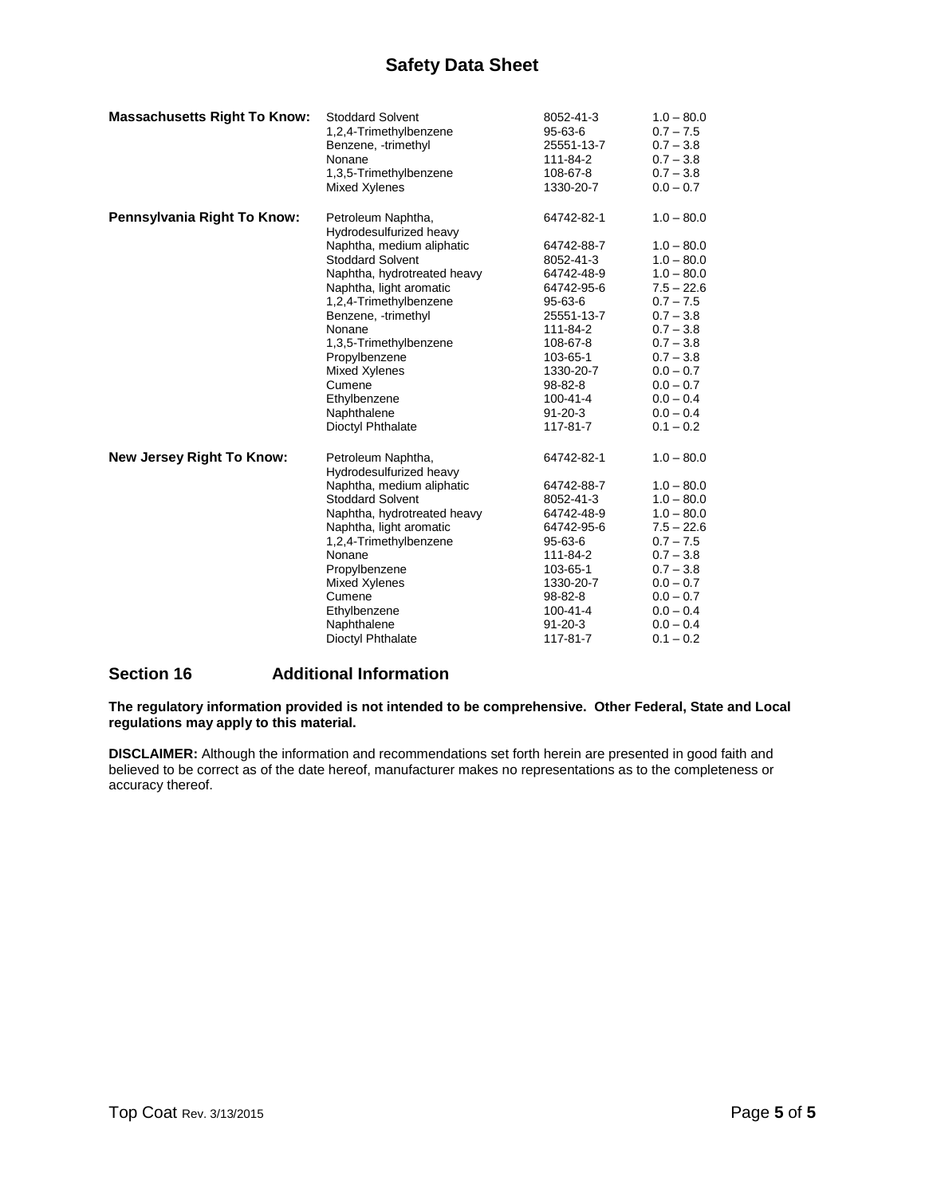| | | | |
|---|---|---|---|
| **Massachusetts Right To Know:** | Stoddard Solvent | 8052-41-3 | 1.0 – 80.0 |
| | 1,2,4-Trimethylbenzene | 95-63-6 | 0.7 – 7.5 |
| | Benzene, -trimethyl | 25551-13-7 | 0.7 – 3.8 |
| | Nonane | 111-84-2 | 0.7 – 3.8 |
| | 1,3,5-Trimethylbenzene | 108-67-8 | 0.7 – 3.8 |
| | Mixed Xylenes | 1330-20-7 | 0.0 – 0.7 |
| **Pennsylvania Right To Know:** | Petroleum Naphtha, Hydrodesulfurized heavy | 64742-82-1 | 1.0 – 80.0 |
| | Naphtha, medium aliphatic | 64742-88-7 | 1.0 – 80.0 |
| | Stoddard Solvent | 8052-41-3 | 1.0 – 80.0 |
| | Naphtha, hydrotreated heavy | 64742-48-9 | 1.0 – 80.0 |
| | Naphtha, light aromatic | 64742-95-6 | 7.5 – 22.6 |
| | 1,2,4-Trimethylbenzene | 95-63-6 | 0.7 – 7.5 |
| | Benzene, -trimethyl | 25551-13-7 | 0.7 – 3.8 |
| | Nonane | 111-84-2 | 0.7 – 3.8 |
| | 1,3,5-Trimethylbenzene | 108-67-8 | 0.7 – 3.8 |
| | Propylbenzene | 103-65-1 | 0.7 – 3.8 |
| | Mixed Xylenes | 1330-20-7 | 0.0 – 0.7 |
| | Cumene | 98-82-8 | 0.0 – 0.7 |
| | Ethylbenzene | 100-41-4 | 0.0 – 0.4 |
| | Naphthalene | 91-20-3 | 0.0 – 0.4 |
| | Dioctyl Phthalate | 117-81-7 | 0.1 – 0.2 |
| **New Jersey Right To Know:** | Petroleum Naphtha, Hydrodesulfurized heavy | 64742-82-1 | 1.0 – 80.0 |
| | Naphtha, medium aliphatic | 64742-88-7 | 1.0 – 80.0 |
| | Stoddard Solvent | 8052-41-3 | 1.0 – 80.0 |
| | Naphtha, hydrotreated heavy | 64742-48-9 | 1.0 – 80.0 |
| | Naphtha, light aromatic | 64742-95-6 | 7.5 – 22.6 |
| | 1,2,4-Trimethylbenzene | 95-63-6 | 0.7 – 7.5 |
| | Nonane | 111-84-2 | 0.7 – 3.8 |
| | Propylbenzene | 103-65-1 | 0.7 – 3.8 |
| | Mixed Xylenes | 1330-20-7 | 0.0 – 0.7 |
| | Cumene | 98-82-8 | 0.0 – 0.7 |
| | Ethylbenzene | 100-41-4 | 0.0 – 0.4 |
| | Naphthalene | 91-20-3 | 0.0 – 0.4 |
| | Dioctyl Phthalate | 117-81-7 | 0.1 – 0.2 |

## Section 16 Additional Information

**The regulatory information provided is not intended to be comprehensive. Other Federal, State and Local regulations may apply to this material.**

**DISCLAIMER:** Although the information and recommendations set forth herein are presented in good faith and believed to be correct as of the date hereof, manufacturer makes no representations as to the completeness or accuracy thereof.